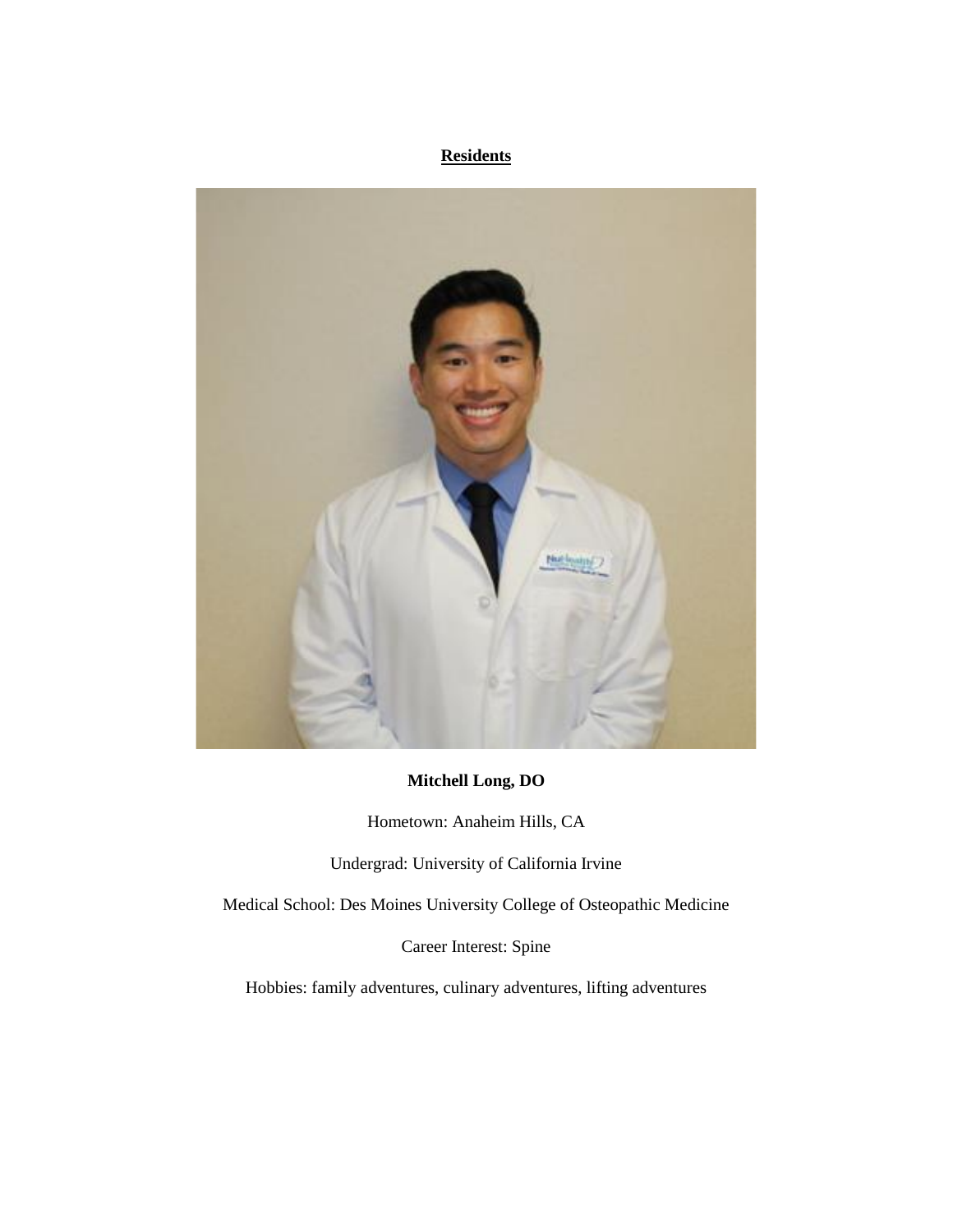**Residents**

**Mitchell Long, DO**

Hometown: Anaheim Hills, CA

Undergrad: University of California Irvine

Medical School: Des Moines University College of Osteopathic Medicine

Career Interest: Spine

Hobbies: family adventures, culinary adventures, lifting adventures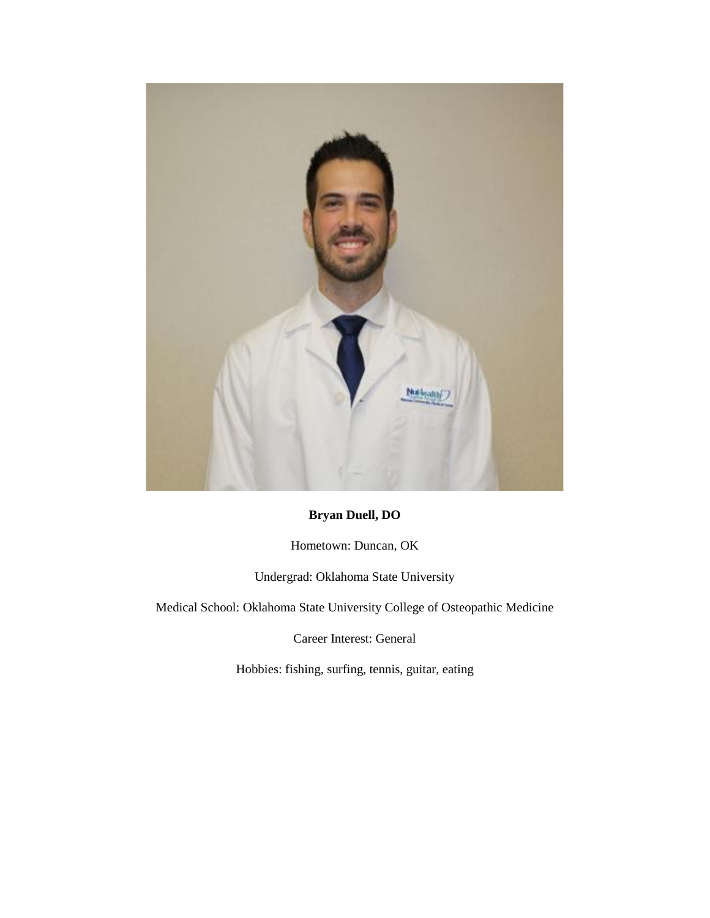**Bryan Duell, DO**

Hometown: Duncan, OK

Undergrad: Oklahoma State University

Medical School: Oklahoma State University College of Osteopathic Medicine

Career Interest: General

Hobbies: fishing, surfing, tennis, guitar, eating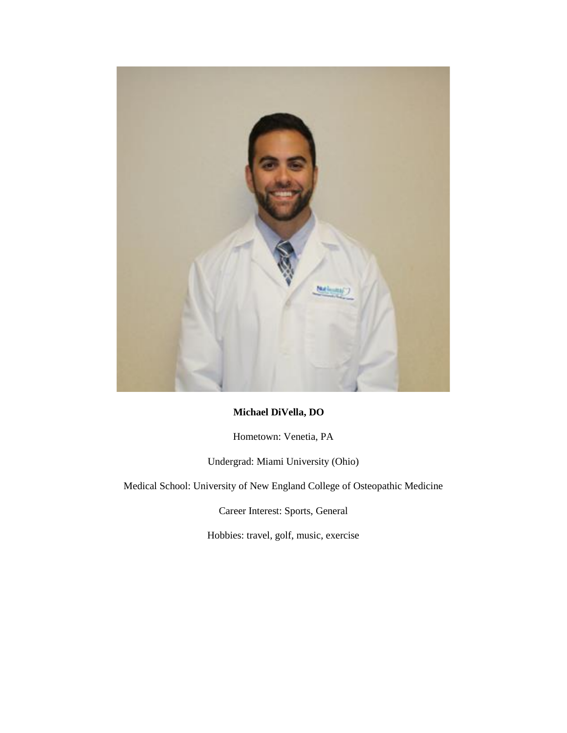**Michael DiVella, DO**

Hometown: Venetia, PA

Undergrad: Miami University (Ohio)

Medical School: University of New England College of Osteopathic Medicine

Career Interest: Sports, General

Hobbies: travel, golf, music, exercise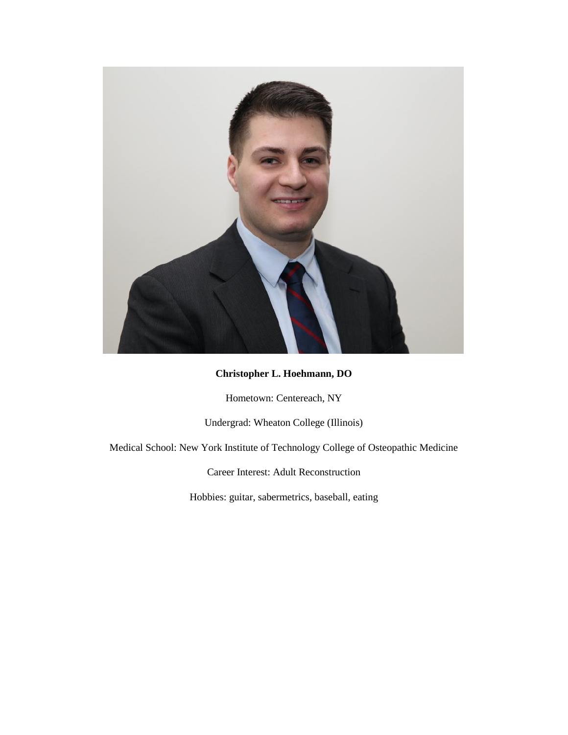**Christopher L. Hoehmann, DO**

Hometown: Centereach, NY

Undergrad: Wheaton College (Illinois)

Medical School: New York Institute of Technology College of Osteopathic Medicine

Career Interest: Adult Reconstruction

Hobbies: guitar, sabermetrics, baseball, eating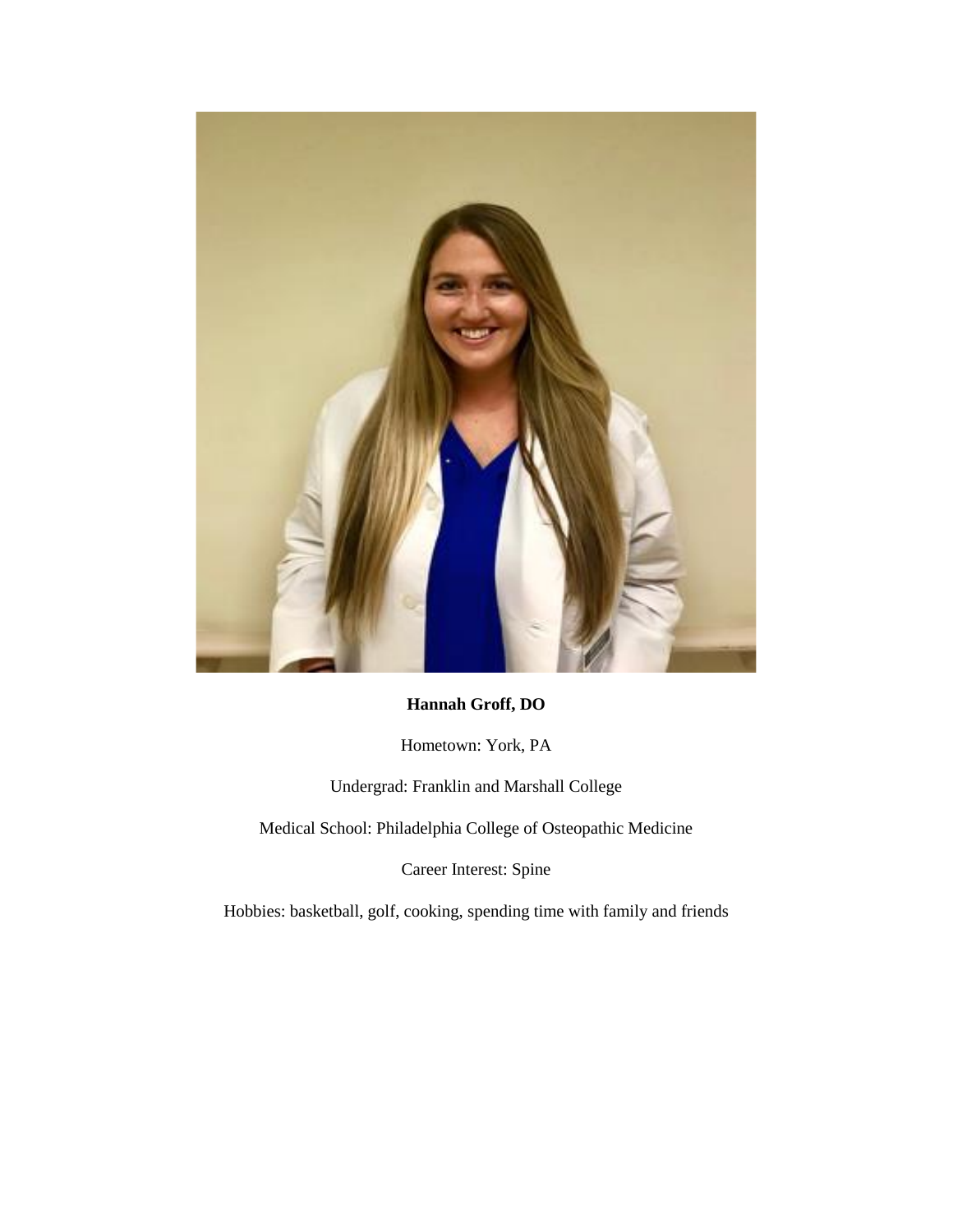**Hannah Groff, DO**

Hometown: York, PA

Undergrad: Franklin and Marshall College

Medical School: Philadelphia College of Osteopathic Medicine

Career Interest: Spine

Hobbies: basketball, golf, cooking, spending time with family and friends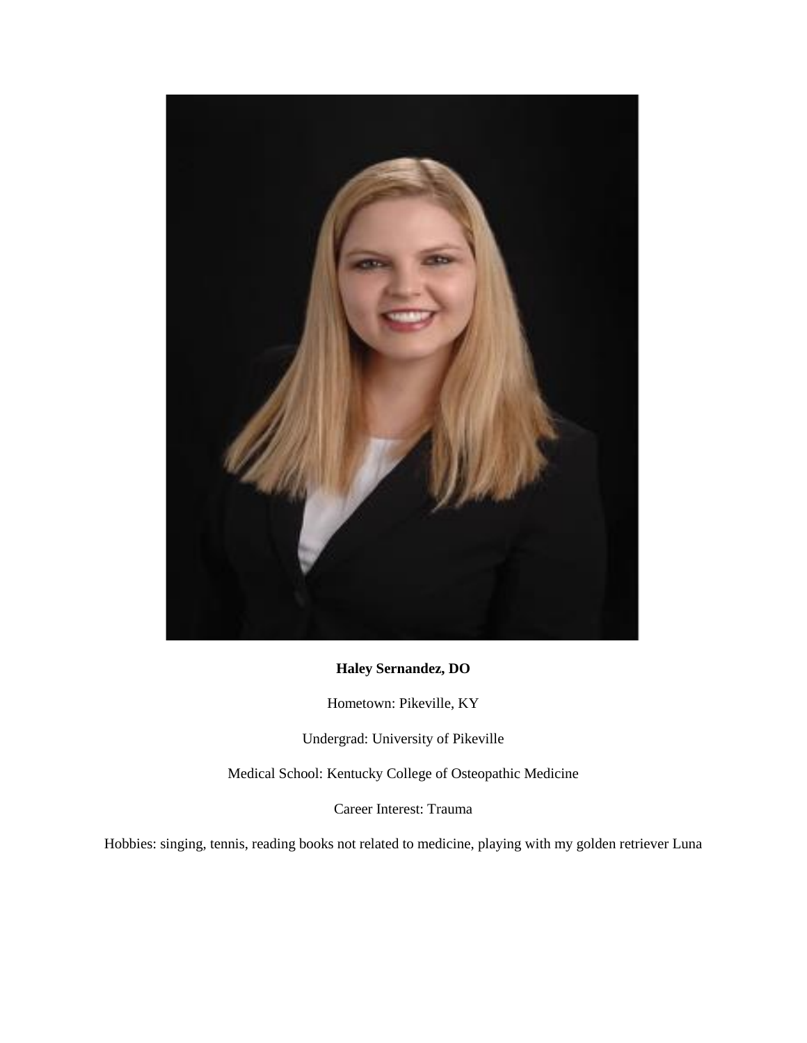**Haley Sernandez, DO**

Hometown: Pikeville, KY

Undergrad: University of Pikeville

Medical School: Kentucky College of Osteopathic Medicine

Career Interest: Trauma

Hobbies: singing, tennis, reading books not related to medicine, playing with my golden retriever Luna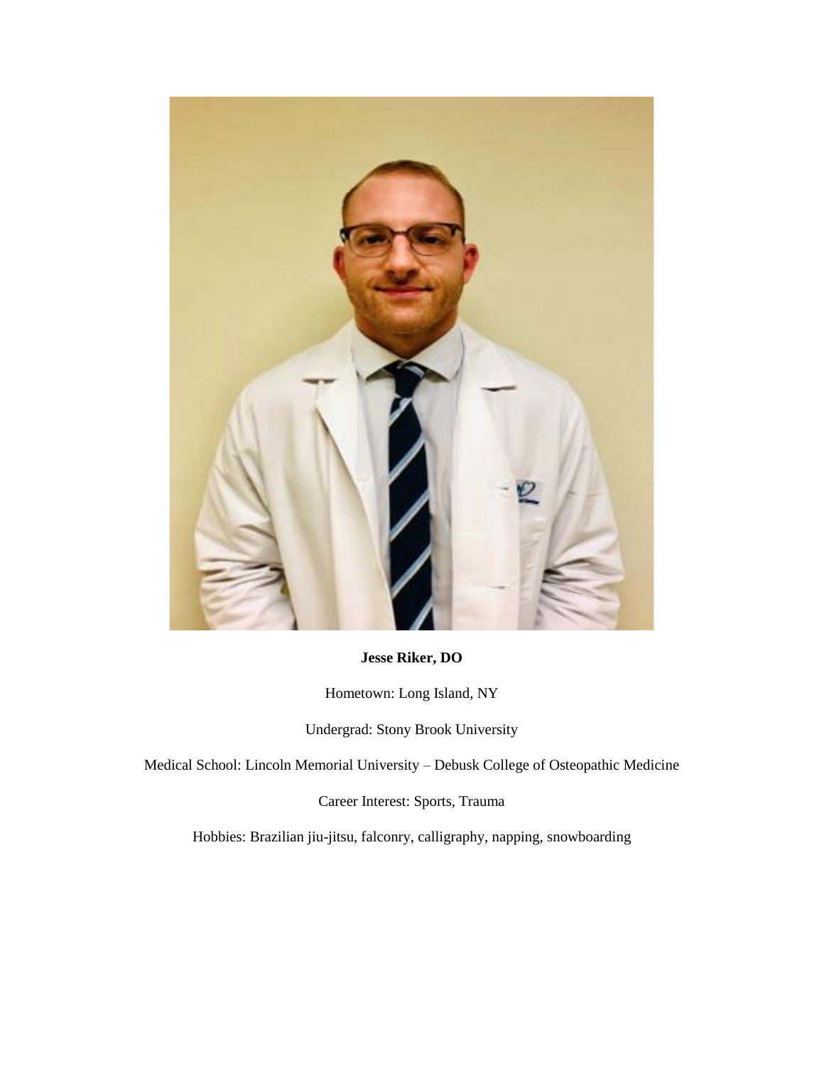**Jesse Riker, DO**

Hometown: Long Island, NY

Undergrad: Stony Brook University

Medical School: Lincoln Memorial University – Debusk College of Osteopathic Medicine

Career Interest: Sports, Trauma

Hobbies: Brazilian jiu-jitsu, falconry, calligraphy, napping, snowboarding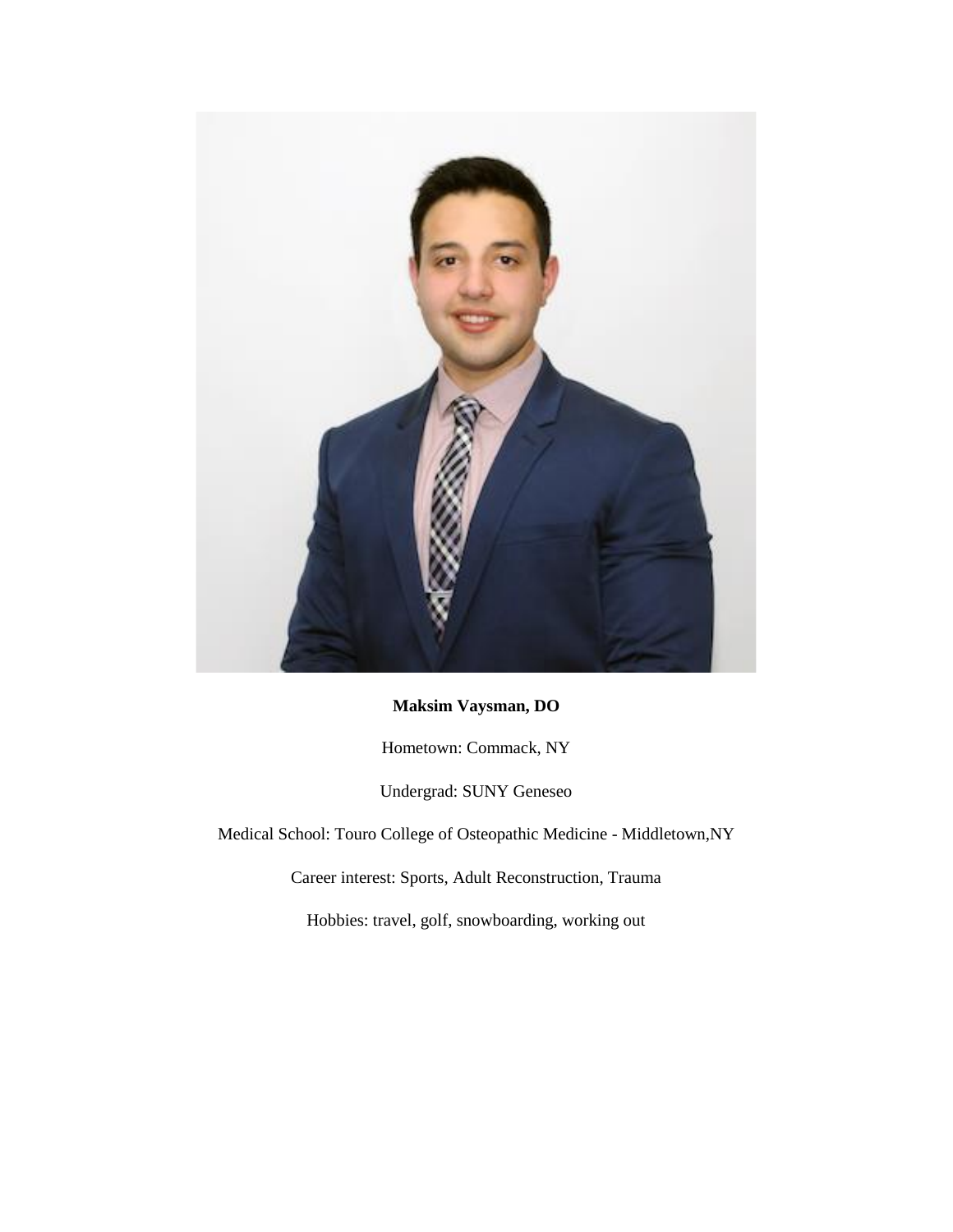**Maksim Vaysman, DO**

Hometown: Commack, NY

Undergrad: SUNY Geneseo

Medical School: Touro College of Osteopathic Medicine - Middletown,NY

Career interest: Sports, Adult Reconstruction, Trauma

Hobbies: travel, golf, snowboarding, working out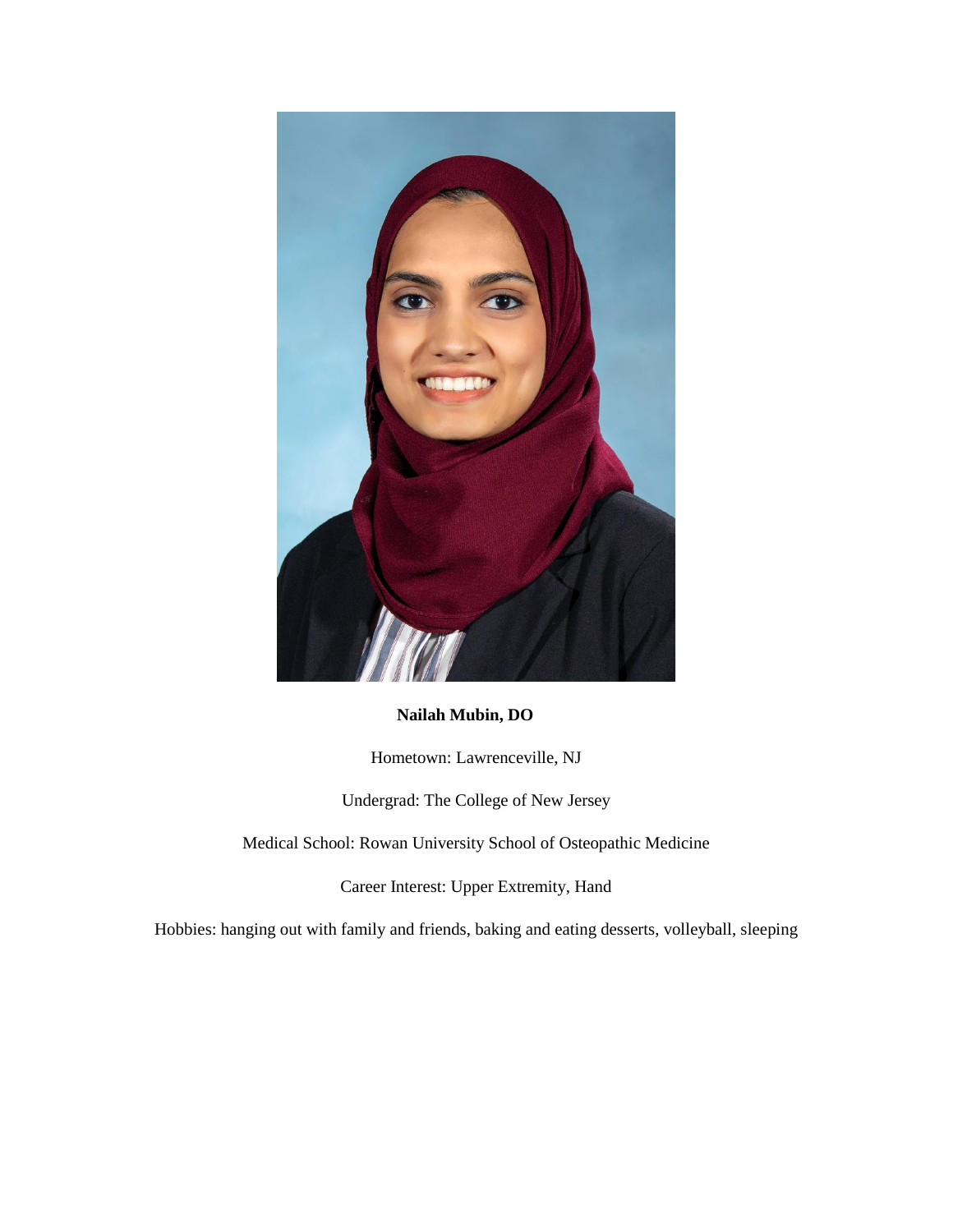**Nailah Mubin, DO**

Hometown: Lawrenceville, NJ

Undergrad: The College of New Jersey

Medical School: Rowan University School of Osteopathic Medicine

Career Interest: Upper Extremity, Hand

Hobbies: hanging out with family and friends, baking and eating desserts, volleyball, sleeping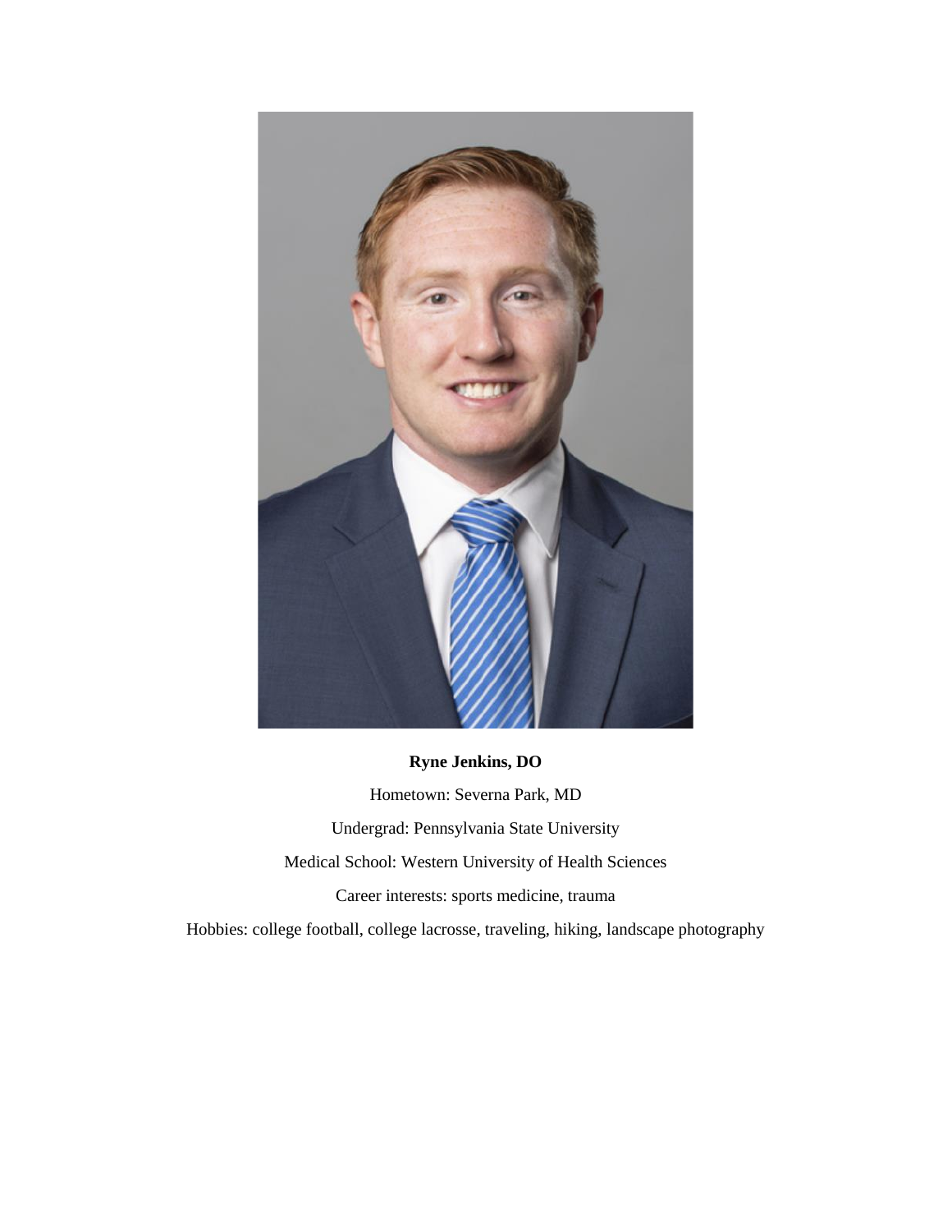**Ryne Jenkins, DO**

Hometown: Severna Park, MD

Undergrad: Pennsylvania State University

Medical School: Western University of Health Sciences

Career interests: sports medicine, trauma

Hobbies: college football, college lacrosse, traveling, hiking, landscape photography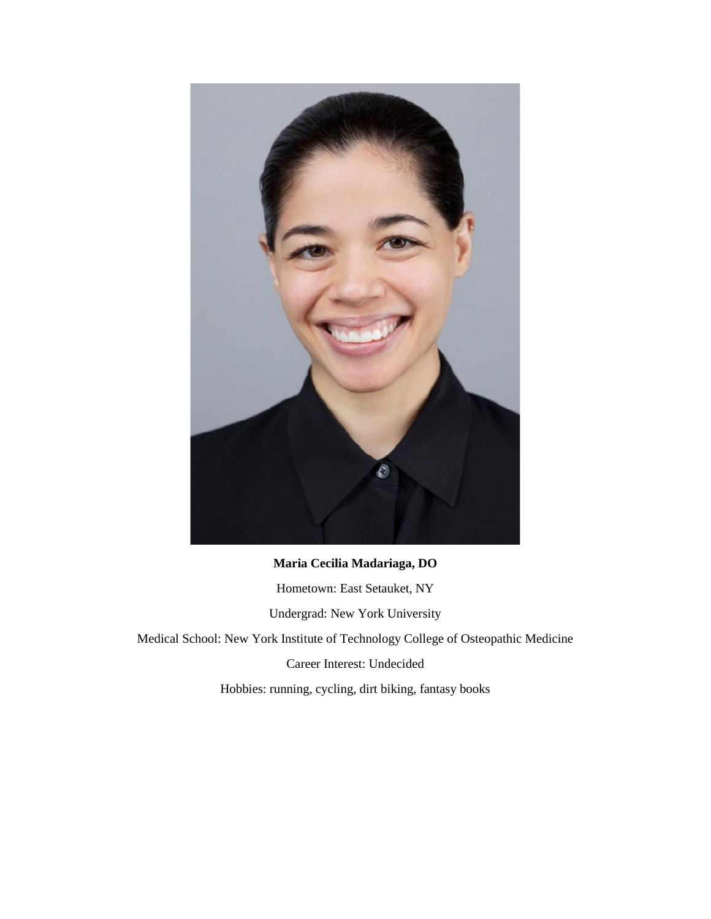**Maria Cecilia Madariaga, DO**

Hometown: East Setauket, NY

Undergrad: New York University

Medical School: New York Institute of Technology College of Osteopathic Medicine

Career Interest: Undecided

Hobbies: running, cycling, dirt biking, fantasy books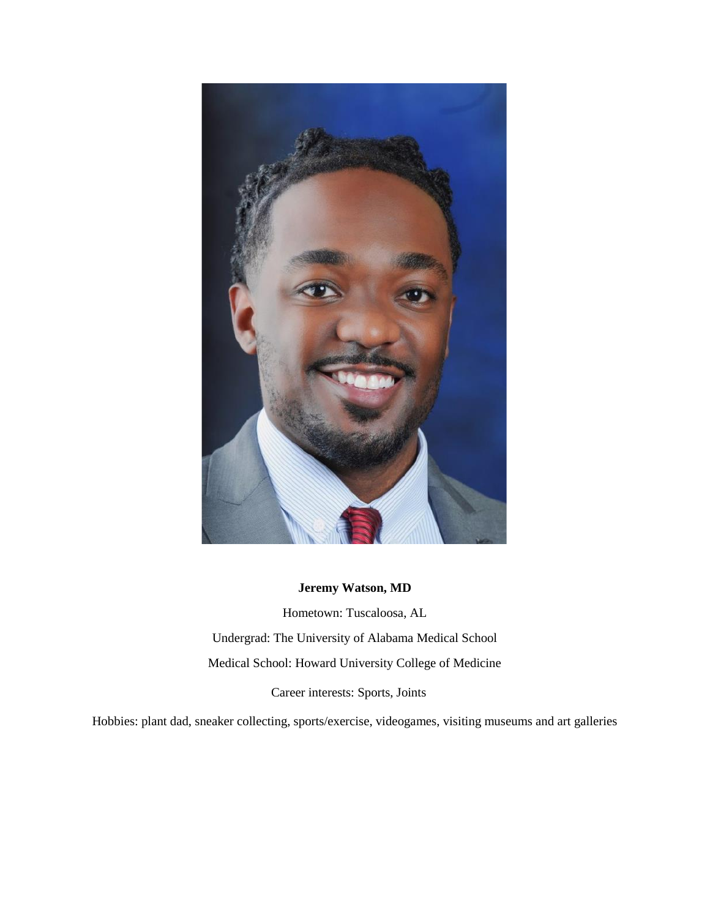**Jeremy Watson, MD**

Hometown: Tuscaloosa, AL

Undergrad: The University of Alabama Medical School

Medical School: Howard University College of Medicine

Career interests: Sports, Joints

Hobbies: plant dad, sneaker collecting, sports/exercise, videogames, visiting museums and art galleries